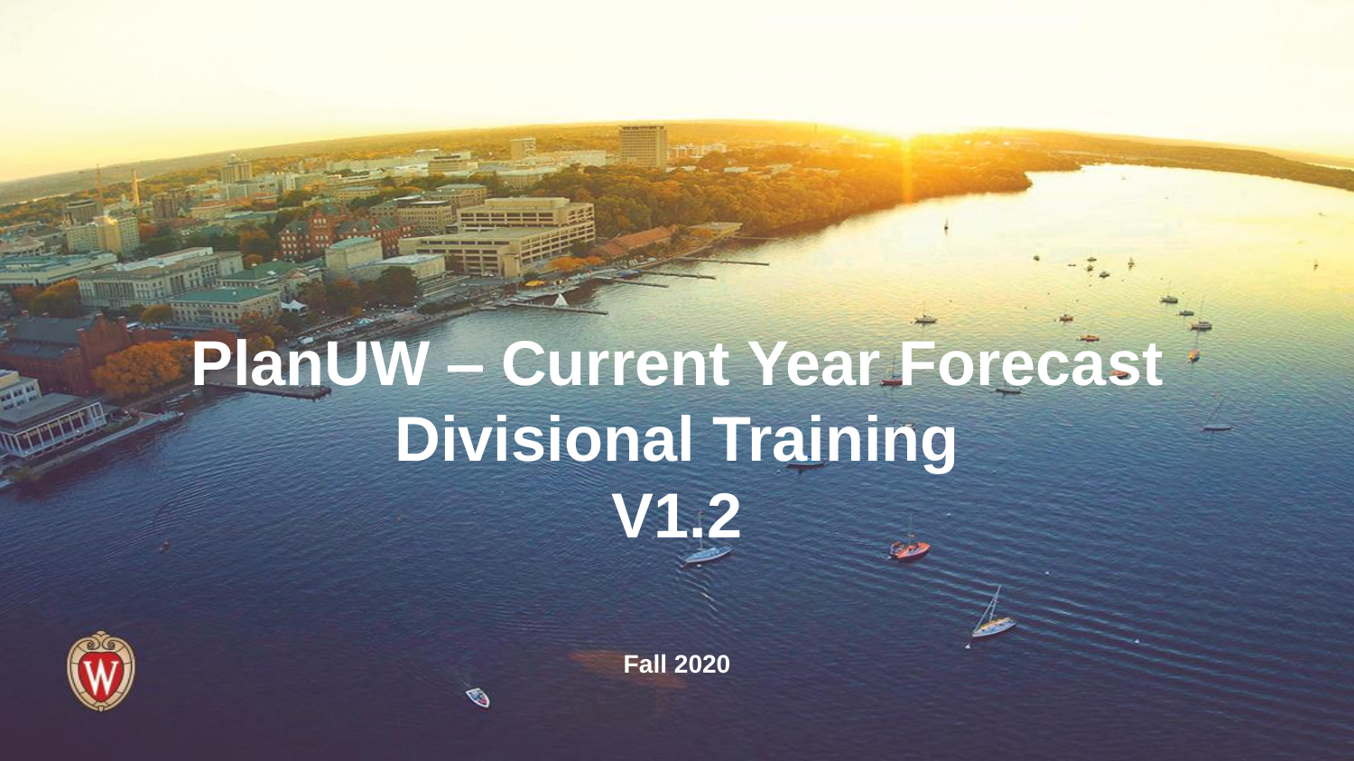# PlanUW – Current Year Forecast Divisional Training V1.2

**Fall 2020**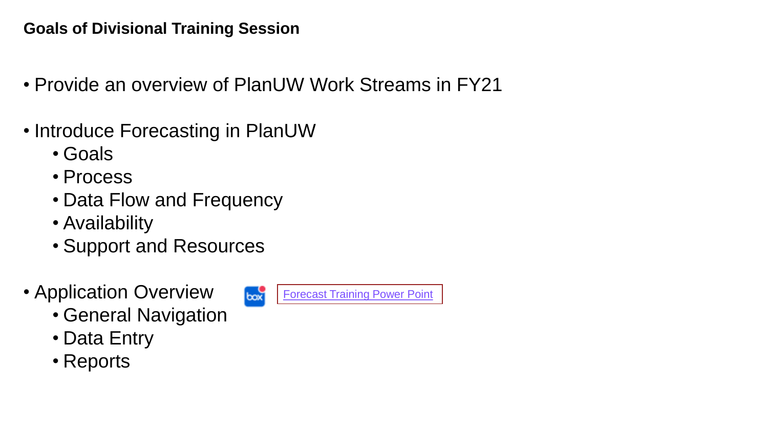## Goals of Divisional Training Session

- Provide an overview of PlanUW Work Streams in FY21
- Introduce Forecasting in PlanUW
  - Goals
  - Process
  - Data Flow and Frequency
  - Availability
  - Support and Resources
- Application Overview
  - General Navigation
  - Data Entry
  - Reports

Forecast Training Power Point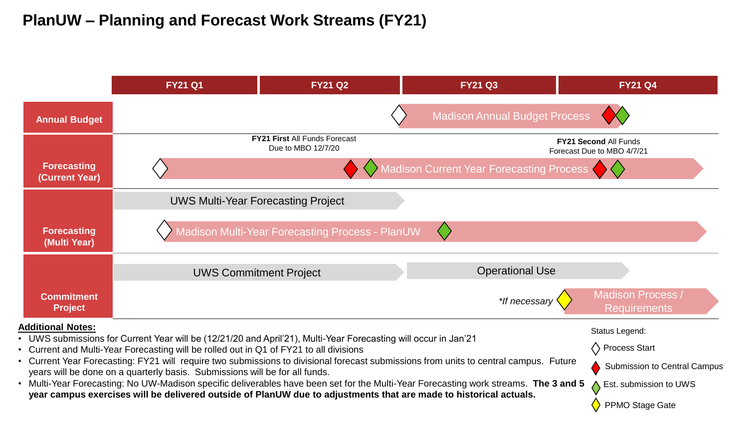# PlanUW – Planning and Forecast Work Streams (FY21)

| | FY21 Q1 | FY21 Q2 | FY21 Q3 | FY21 Q4 |
|---|---|---|---|---|
| **Annual Budget** | | | Madison Annual Budget Process | |
| **Forecasting (Current Year)** | Madison Current Year Forecasting Process | **FY21 First** All Funds Forecast Due to MBO 12/7/20 | | **FY21 Second** All Funds Forecast Due to MBO 4/7/21 |
| **Forecasting (Multi Year)** | UWS Multi-Year Forecasting Project; Madison Multi-Year Forecasting Process - PlanUW | | | |
| **Commitment Project** | UWS Commitment Project | | Operational Use; *If necessary* | Madison Process / Requirements |

## Additional Notes:

- UWS submissions for Current Year will be (12/21/20 and April'21), Multi-Year Forecasting will occur in Jan'21
- Current and Multi-Year Forecasting will be rolled out in Q1 of FY21 to all divisions
- Current Year Forecasting: FY21 will require two submissions to divisional forecast submissions from units to central campus. Future years will be done on a quarterly basis. Submissions will be for all funds.
- Multi-Year Forecasting: No UW-Madison specific deliverables have been set for the Multi-Year Forecasting work streams. **The 3 and 5 year campus exercises will be delivered outside of PlanUW due to adjustments that are made to historical actuals.**

Status Legend:

- Process Start
- Submission to Central Campus
- Est. submission to UWS
- PPMO Stage Gate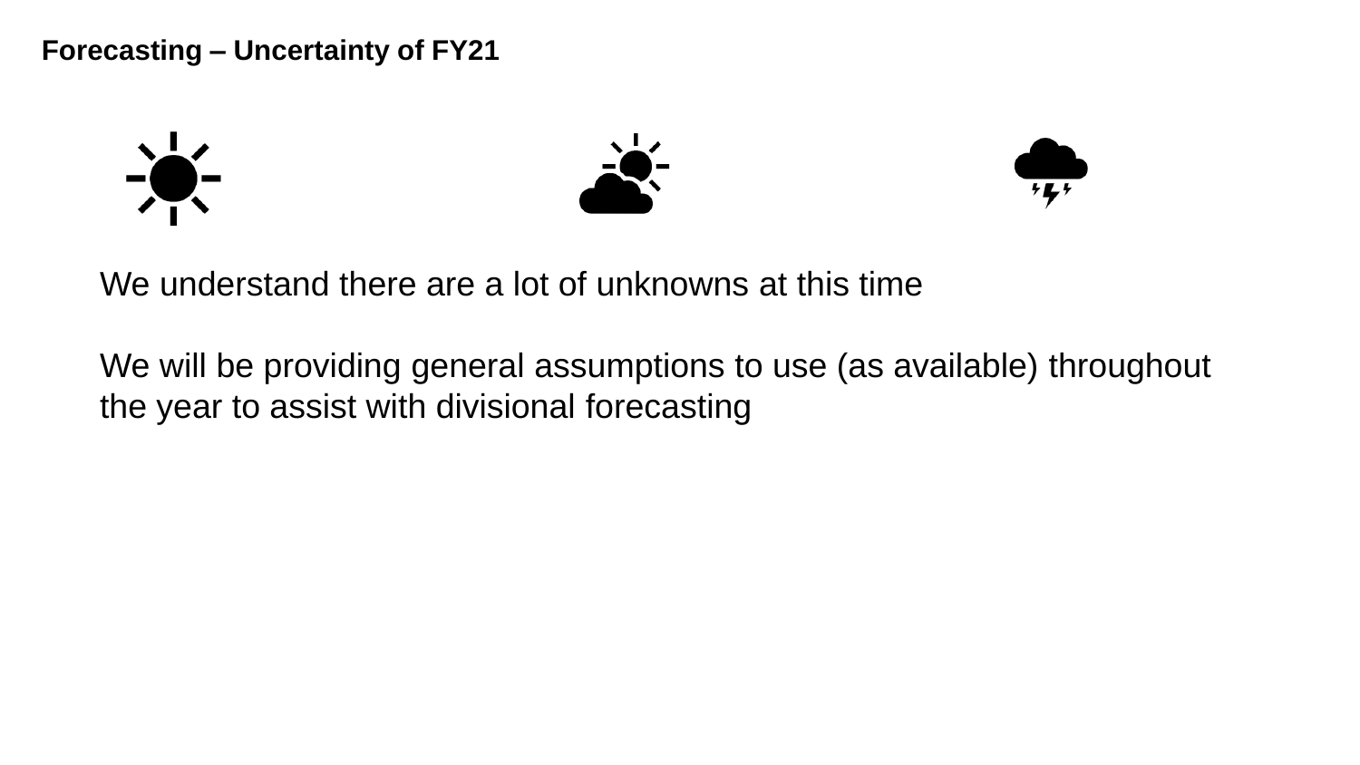**Forecasting – Uncertainty of FY21**

We understand there are a lot of unknowns at this time

We will be providing general assumptions to use (as available) throughout the year to assist with divisional forecasting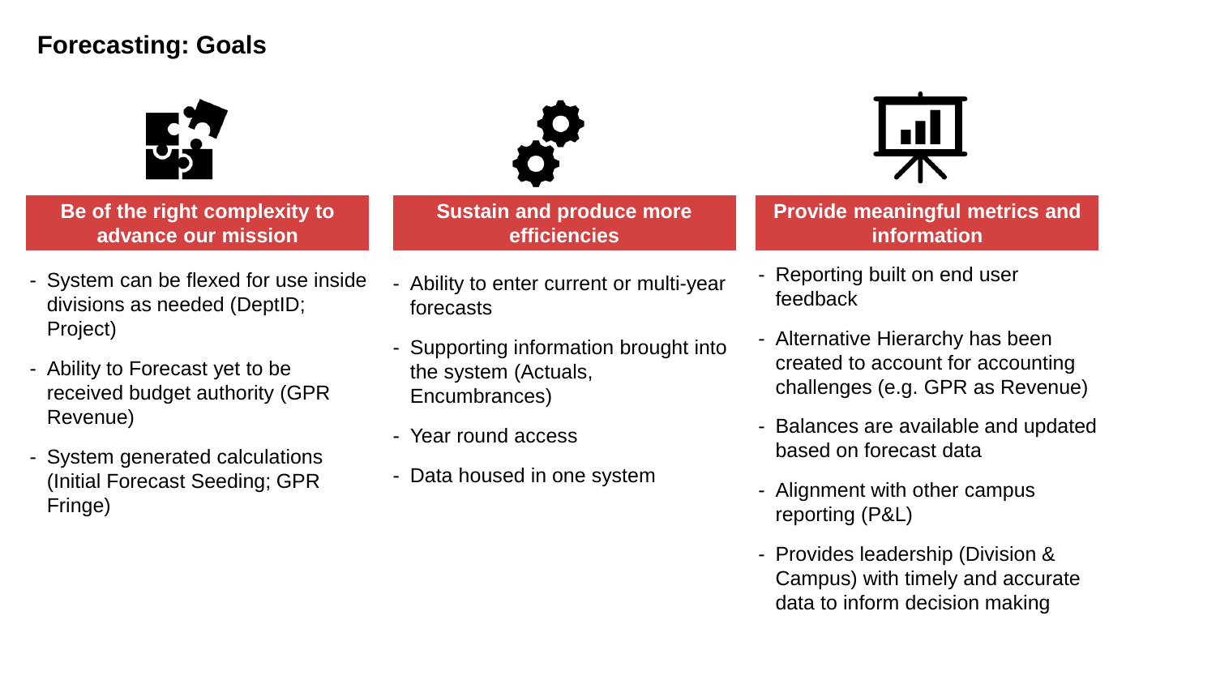# Forecasting: Goals

## Be of the right complexity to advance our mission

- System can be flexed for use inside divisions as needed (DeptID; Project)
- Ability to Forecast yet to be received budget authority (GPR Revenue)
- System generated calculations (Initial Forecast Seeding; GPR Fringe)

## Sustain and produce more efficiencies

- Ability to enter current or multi-year forecasts
- Supporting information brought into the system (Actuals, Encumbrances)
- Year round access
- Data housed in one system

## Provide meaningful metrics and information

- Reporting built on end user feedback
- Alternative Hierarchy has been created to account for accounting challenges (e.g. GPR as Revenue)
- Balances are available and updated based on forecast data
- Alignment with other campus reporting (P&L)
- Provides leadership (Division & Campus) with timely and accurate data to inform decision making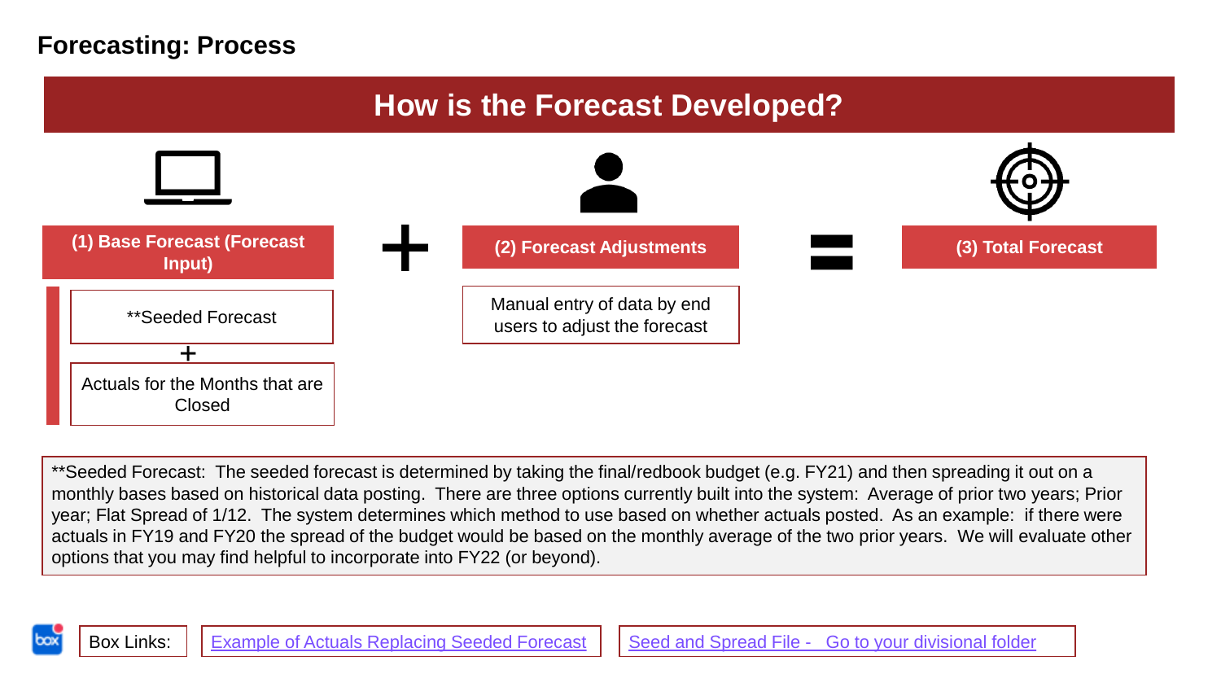## Forecasting: Process

# How is the Forecast Developed?

**(1) Base Forecast (Forecast Input)**

- **Seeded Forecast
- +
- Actuals for the Months that are Closed

**+**

**(2) Forecast Adjustments**

Manual entry of data by end users to adjust the forecast

**=**

**(3) Total Forecast**

**Seeded Forecast: The seeded forecast is determined by taking the final/redbook budget (e.g. FY21) and then spreading it out on a monthly bases based on historical data posting. There are three options currently built into the system: Average of prior two years; Prior year; Flat Spread of 1/12. The system determines which method to use based on whether actuals posted. As an example: if there were actuals in FY19 and FY20 the spread of the budget would be based on the monthly average of the two prior years. We will evaluate other options that you may find helpful to incorporate into FY22 (or beyond).

Box Links: | Example of Actuals Replacing Seeded Forecast | Seed and Spread File - Go to your divisional folder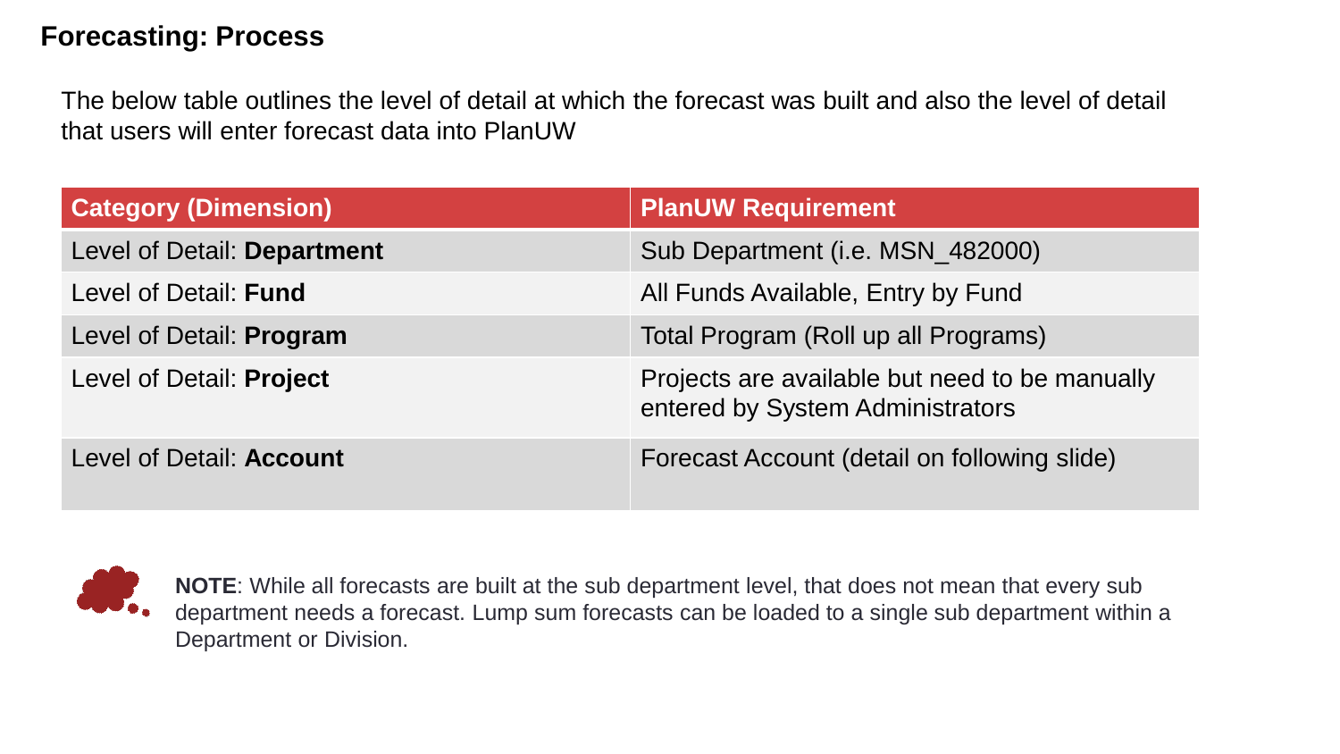# Forecasting: Process

The below table outlines the level of detail at which the forecast was built and also the level of detail that users will enter forecast data into PlanUW

| Category (Dimension) | PlanUW Requirement |
| --- | --- |
| Level of Detail: **Department** | Sub Department (i.e. MSN_482000) |
| Level of Detail: **Fund** | All Funds Available, Entry by Fund |
| Level of Detail: **Program** | Total Program (Roll up all Programs) |
| Level of Detail: **Project** | Projects are available but need to be manually entered by System Administrators |
| Level of Detail: **Account** | Forecast Account (detail on following slide) |

**NOTE**: While all forecasts are built at the sub department level, that does not mean that every sub department needs a forecast. Lump sum forecasts can be loaded to a single sub department within a Department or Division.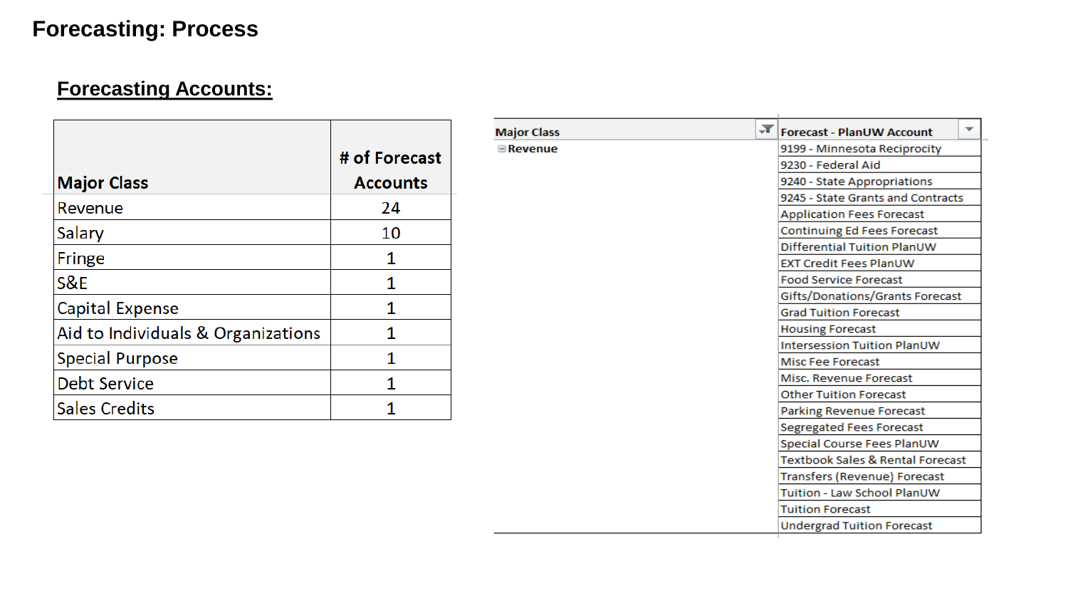# Forecasting: Process

## Forecasting Accounts:

| Major Class | # of Forecast Accounts |
| --- | --- |
| Revenue | 24 |
| Salary | 10 |
| Fringe | 1 |
| S&E | 1 |
| Capital Expense | 1 |
| Aid to Individuals & Organizations | 1 |
| Special Purpose | 1 |
| Debt Service | 1 |
| Sales Credits | 1 |

| Major Class | Forecast - PlanUW Account |
| --- | --- |
| Revenue | 9199 - Minnesota Reciprocity |
| | 9230 - Federal Aid |
| | 9240 - State Appropriations |
| | 9245 - State Grants and Contracts |
| | Application Fees Forecast |
| | Continuing Ed Fees Forecast |
| | Differential Tuition PlanUW |
| | EXT Credit Fees PlanUW |
| | Food Service Forecast |
| | Gifts/Donations/Grants Forecast |
| | Grad Tuition Forecast |
| | Housing Forecast |
| | Intersession Tuition PlanUW |
| | Misc Fee Forecast |
| | Misc. Revenue Forecast |
| | Other Tuition Forecast |
| | Parking Revenue Forecast |
| | Segregated Fees Forecast |
| | Special Course Fees PlanUW |
| | Textbook Sales & Rental Forecast |
| | Transfers (Revenue) Forecast |
| | Tuition - Law School PlanUW |
| | Tuition Forecast |
| | Undergrad Tuition Forecast |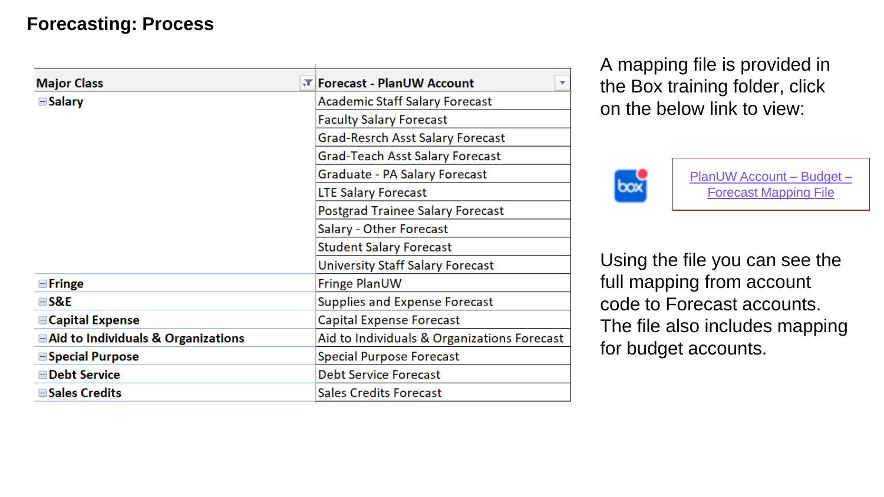# Forecasting: Process

| Major Class | Forecast - PlanUW Account |
|---|---|
| Salary | Academic Staff Salary Forecast |
| | Faculty Salary Forecast |
| | Grad-Resrch Asst Salary Forecast |
| | Grad-Teach Asst Salary Forecast |
| | Graduate - PA Salary Forecast |
| | LTE Salary Forecast |
| | Postgrad Trainee Salary Forecast |
| | Salary - Other Forecast |
| | Student Salary Forecast |
| | University Staff Salary Forecast |
| Fringe | Fringe PlanUW |
| S&E | Supplies and Expense Forecast |
| Capital Expense | Capital Expense Forecast |
| Aid to Individuals & Organizations | Aid to Individuals & Organizations Forecast |
| Special Purpose | Special Purpose Forecast |
| Debt Service | Debt Service Forecast |
| Sales Credits | Sales Credits Forecast |

A mapping file is provided in the Box training folder, click on the below link to view:

PlanUW Account – Budget – Forecast Mapping File

Using the file you can see the full mapping from account code to Forecast accounts. The file also includes mapping for budget accounts.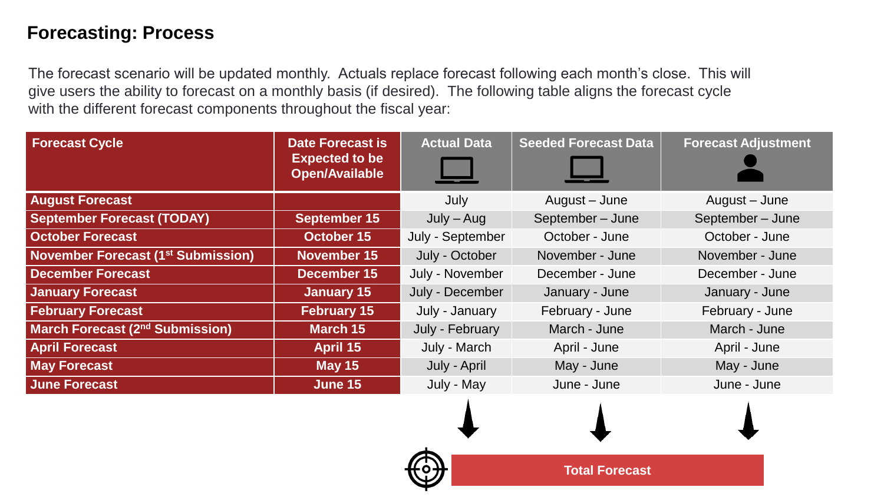## Forecasting: Process

The forecast scenario will be updated monthly. Actuals replace forecast following each month's close. This will give users the ability to forecast on a monthly basis (if desired). The following table aligns the forecast cycle with the different forecast components throughout the fiscal year:

| Forecast Cycle | Date Forecast is Expected to be Open/Available | Actual Data | Seeded Forecast Data | Forecast Adjustment |
|---|---|---|---|---|
| **August Forecast** | | July | August – June | August – June |
| **September Forecast (TODAY)** | **September 15** | July – Aug | September – June | September – June |
| **October Forecast** | **October 15** | July - September | October - June | October - June |
| **November Forecast (1st Submission)** | **November 15** | July - October | November - June | November - June |
| **December Forecast** | **December 15** | July - November | December - June | December - June |
| **January Forecast** | **January 15** | July - December | January - June | January - June |
| **February Forecast** | **February 15** | July - January | February - June | February - June |
| **March Forecast (2nd Submission)** | **March 15** | July - February | March - June | March - June |
| **April Forecast** | **April 15** | July - March | April - June | April - June |
| **May Forecast** | **May 15** | July - April | May - June | May - June |
| **June Forecast** | **June 15** | July - May | June - June | June - June |

**Total Forecast**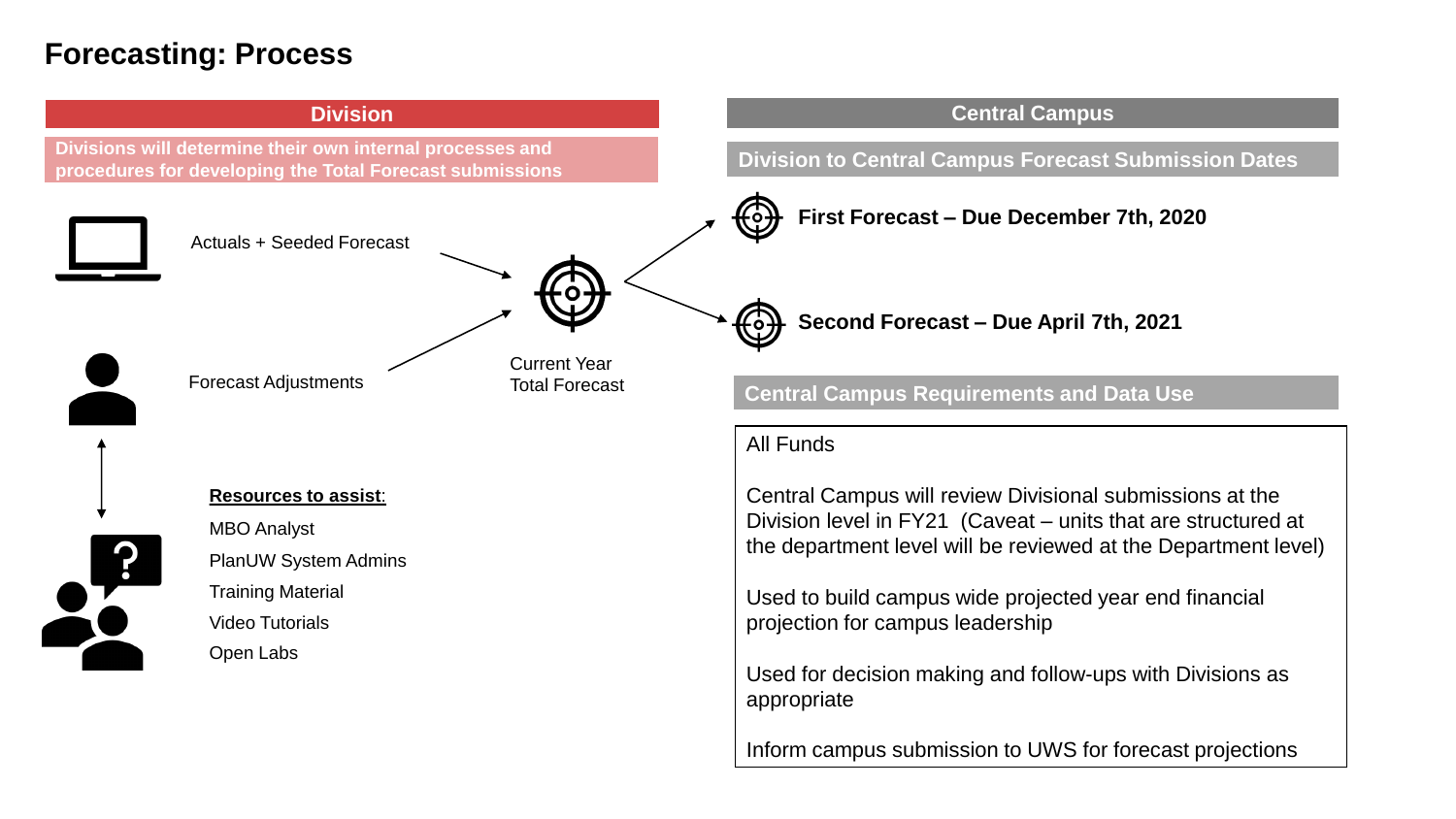# Forecasting: Process

## Division

**Divisions will determine their own internal processes and procedures for developing the Total Forecast submissions**

Actuals + Seeded Forecast

Forecast Adjustments

Current Year Total Forecast

**Resources to assist:**

- MBO Analyst
- PlanUW System Admins
- Training Material
- Video Tutorials
- Open Labs

## Central Campus

### Division to Central Campus Forecast Submission Dates

**First Forecast – Due December 7th, 2020**

**Second Forecast – Due April 7th, 2021**

### Central Campus Requirements and Data Use

All Funds

Central Campus will review Divisional submissions at the Division level in FY21 (Caveat – units that are structured at the department level will be reviewed at the Department level)

Used to build campus wide projected year end financial projection for campus leadership

Used for decision making and follow-ups with Divisions as appropriate

Inform campus submission to UWS for forecast projections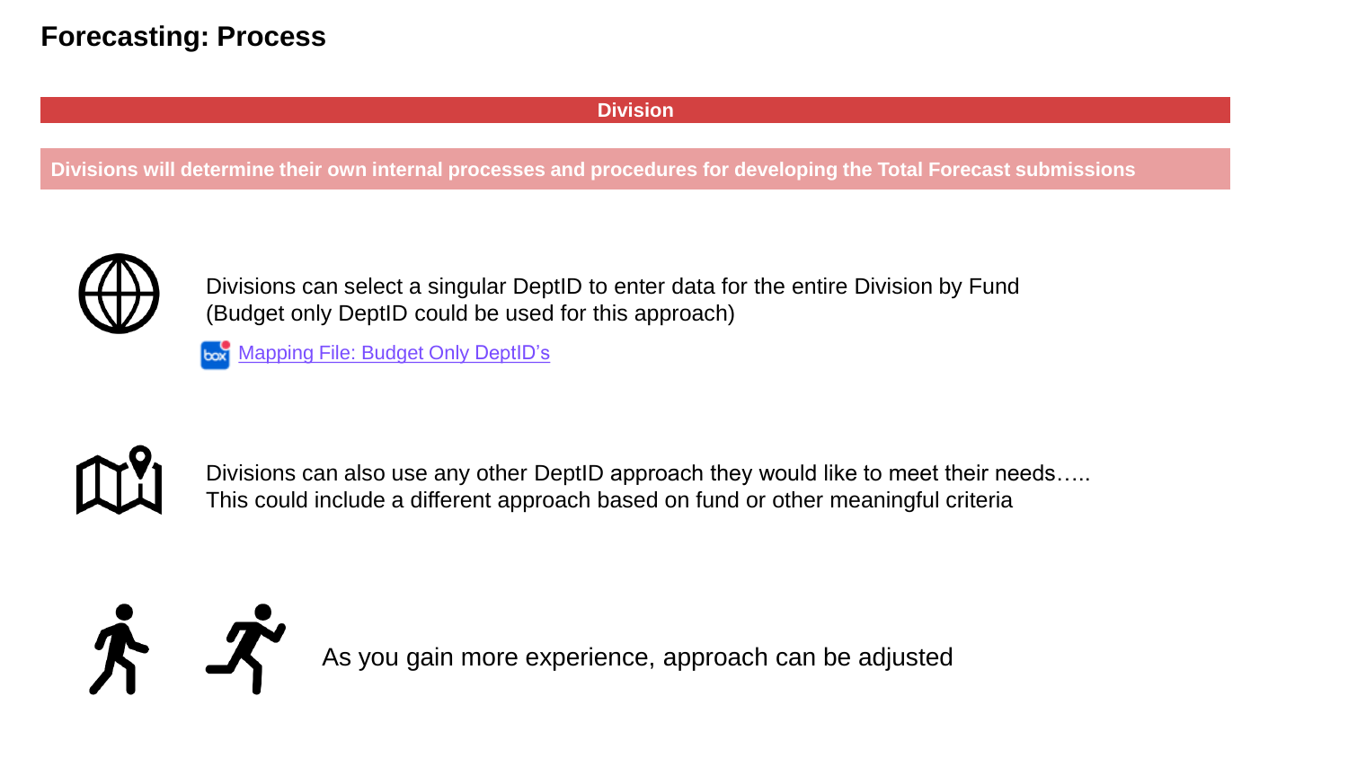# Forecasting: Process

## Division

**Divisions will determine their own internal processes and procedures for developing the Total Forecast submissions**

Divisions can select a singular DeptID to enter data for the entire Division by Fund (Budget only DeptID could be used for this approach)

Mapping File: Budget Only DeptID's

Divisions can also use any other DeptID approach they would like to meet their needs….. This could include a different approach based on fund or other meaningful criteria

As you gain more experience, approach can be adjusted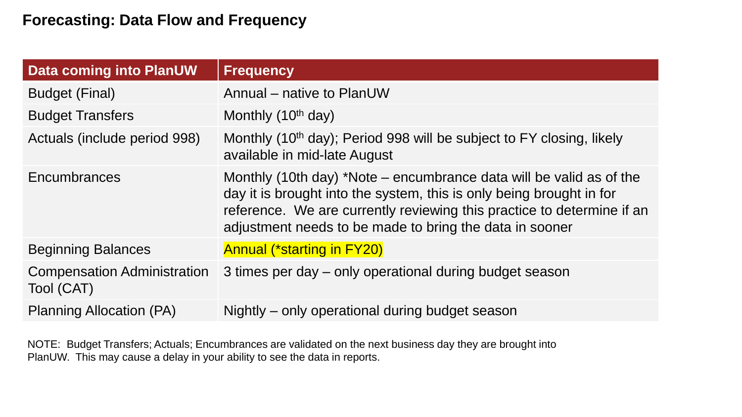# Forecasting: Data Flow and Frequency

| Data coming into PlanUW | Frequency |
| --- | --- |
| Budget (Final) | Annual – native to PlanUW |
| Budget Transfers | Monthly (10th day) |
| Actuals (include period 998) | Monthly (10th day); Period 998 will be subject to FY closing, likely available in mid-late August |
| Encumbrances | Monthly (10th day) *Note – encumbrance data will be valid as of the day it is brought into the system, this is only being brought in for reference. We are currently reviewing this practice to determine if an adjustment needs to be made to bring the data in sooner |
| Beginning Balances | Annual (*starting in FY20) |
| Compensation Administration Tool (CAT) | 3 times per day – only operational during budget season |
| Planning Allocation (PA) | Nightly – only operational during budget season |

NOTE: Budget Transfers; Actuals; Encumbrances are validated on the next business day they are brought into PlanUW. This may cause a delay in your ability to see the data in reports.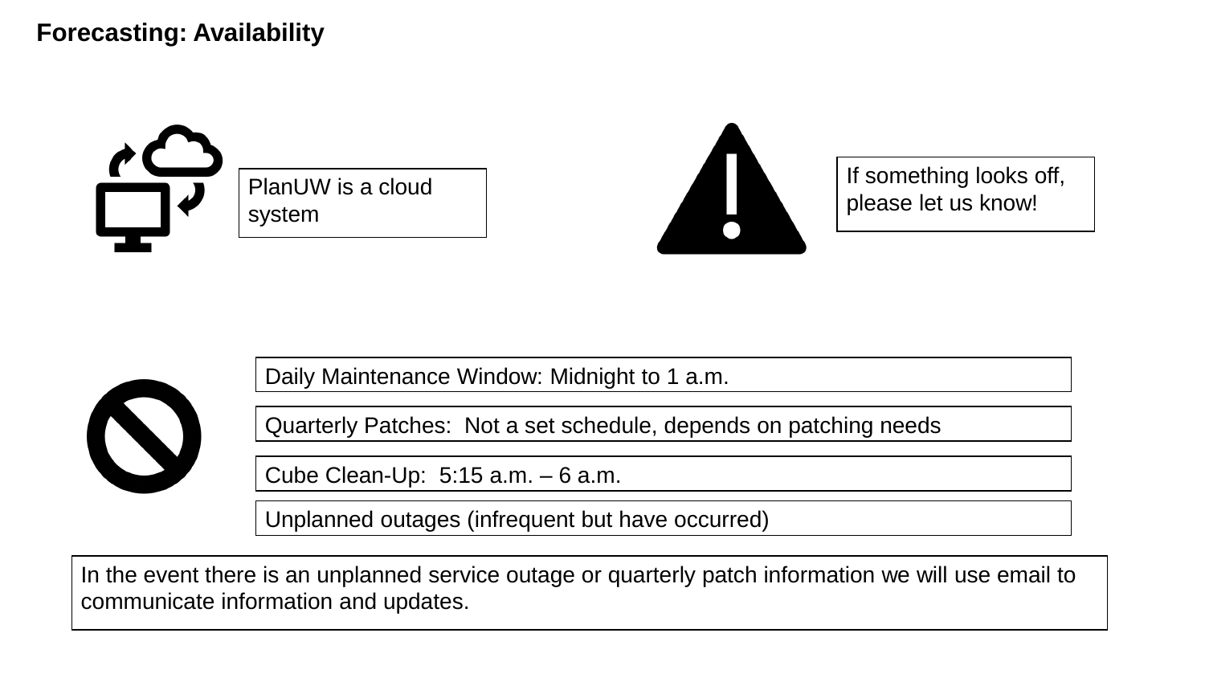# Forecasting: Availability

PlanUW is a cloud system

If something looks off, please let us know!

- Daily Maintenance Window: Midnight to 1 a.m.
- Quarterly Patches: Not a set schedule, depends on patching needs
- Cube Clean-Up: 5:15 a.m. – 6 a.m.
- Unplanned outages (infrequent but have occurred)

In the event there is an unplanned service outage or quarterly patch information we will use email to communicate information and updates.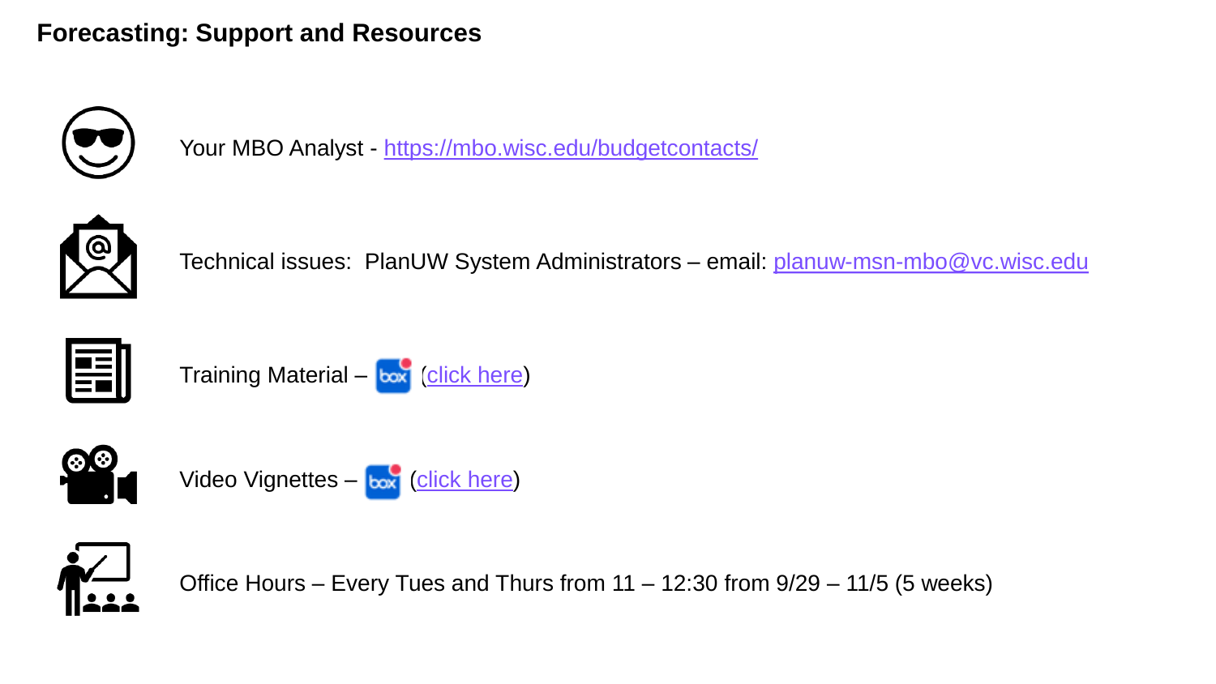# Forecasting: Support and Resources

Your MBO Analyst - https://mbo.wisc.edu/budgetcontacts/

Technical issues: PlanUW System Administrators – email: planuw-msn-mbo@vc.wisc.edu

Training Material – (click here)

Video Vignettes – (click here)

Office Hours – Every Tues and Thurs from 11 – 12:30 from 9/29 – 11/5 (5 weeks)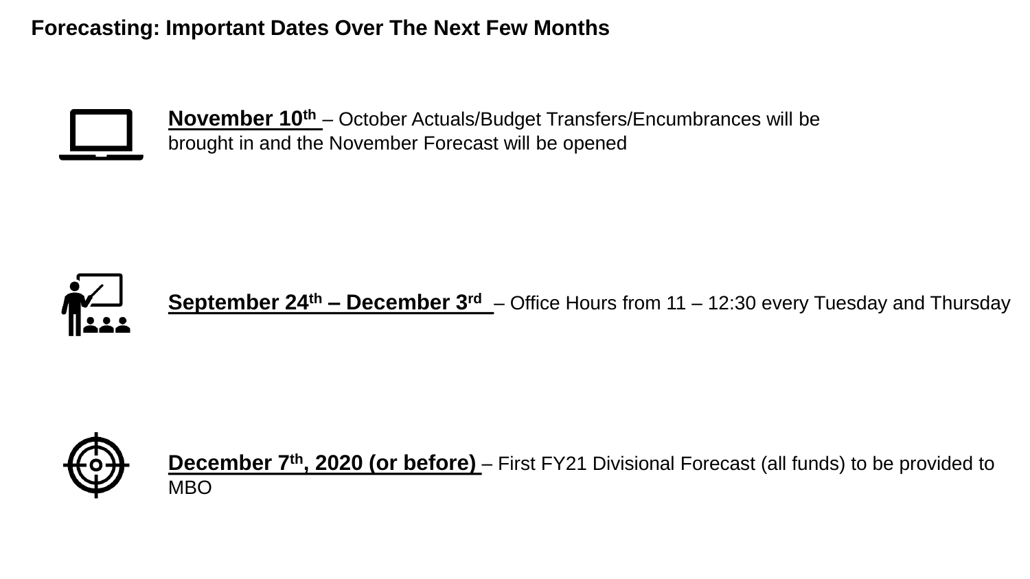# Forecasting: Important Dates Over The Next Few Months

**November 10th** – October Actuals/Budget Transfers/Encumbrances will be brought in and the November Forecast will be opened

**September 24th – December 3rd** – Office Hours from 11 – 12:30 every Tuesday and Thursday

**December 7th, 2020 (or before)** – First FY21 Divisional Forecast (all funds) to be provided to MBO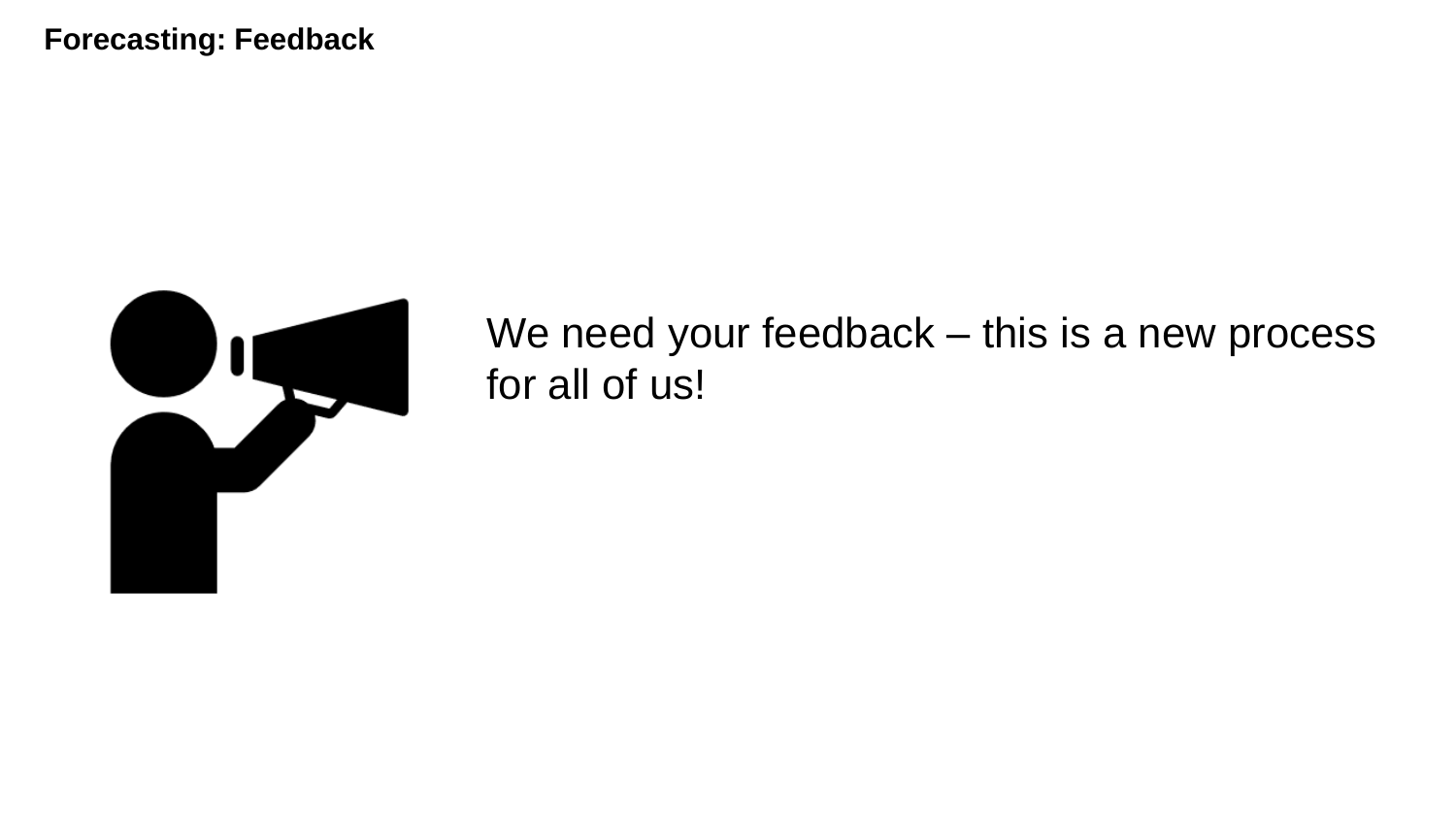# Forecasting: Feedback

We need your feedback – this is a new process for all of us!